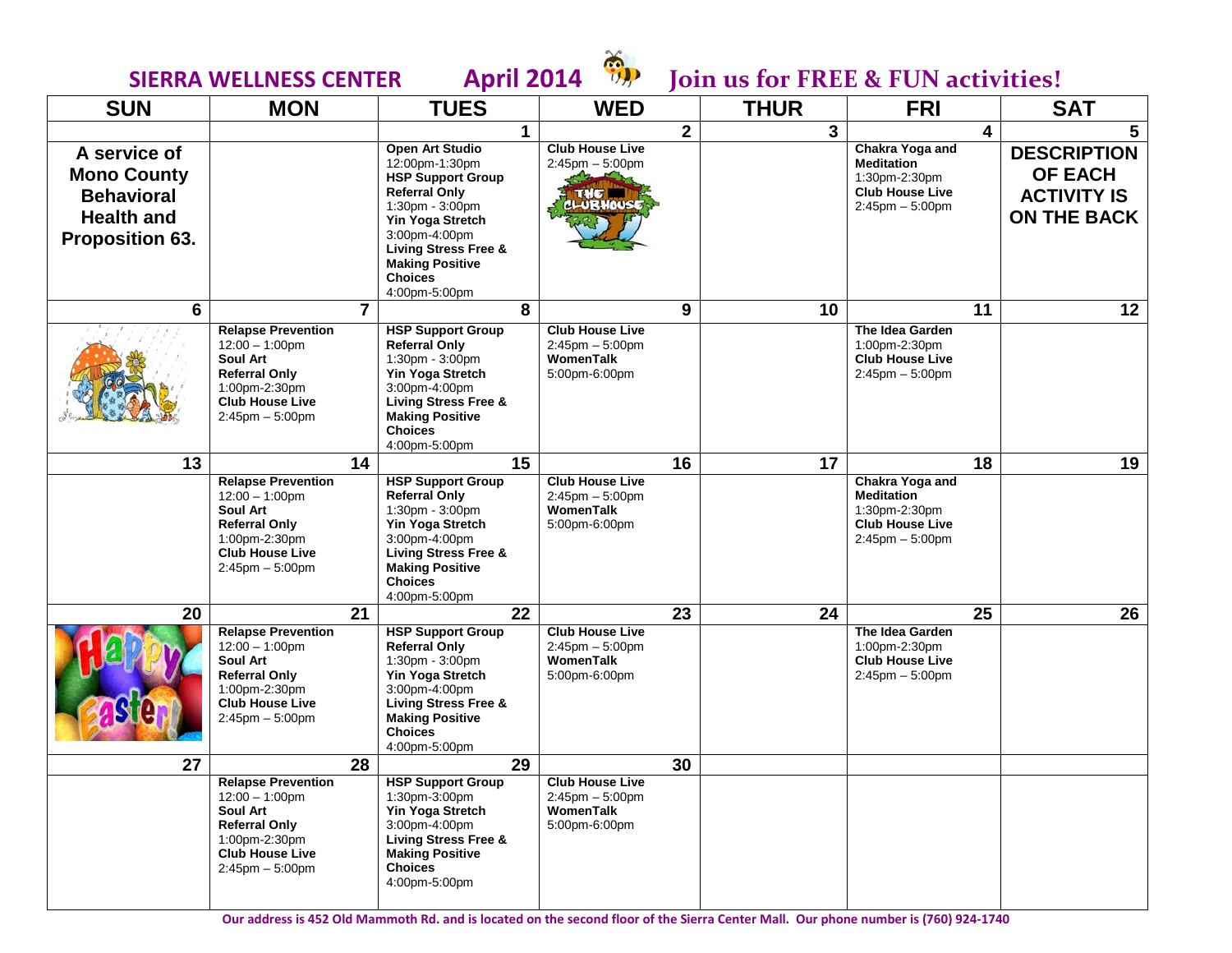# SIERRA WELLNESS CENTER — April 2014 — Join us for FREE & FUN activities!

| SUN | MON | TUES | WED | THUR | FRI | SAT |
|---|---|---|---|---|---|---|
| | | 1 | 2 | 3 | 4 | 5 |
| **A service of Mono County Behavioral Health and Proposition 63.** | | **Open Art Studio** 12:00pm-1:30pm **HSP Support Group Referral Only** 1:30pm - 3:00pm **Yin Yoga Stretch** 3:00pm-4:00pm **Living Stress Free & Making Positive Choices** 4:00pm-5:00pm | **Club House Live** 2:45pm – 5:00pm | | **Chakra Yoga and Meditation** 1:30pm-2:30pm **Club House Live** 2:45pm – 5:00pm | **DESCRIPTION OF EACH ACTIVITY IS ON THE BACK** |
| 6 | 7 | 8 | 9 | 10 | 11 | 12 |
| | **Relapse Prevention** 12:00 – 1:00pm **Soul Art Referral Only** 1:00pm-2:30pm **Club House Live** 2:45pm – 5:00pm | **HSP Support Group Referral Only** 1:30pm - 3:00pm **Yin Yoga Stretch** 3:00pm-4:00pm **Living Stress Free & Making Positive Choices** 4:00pm-5:00pm | **Club House Live** 2:45pm – 5:00pm **WomenTalk** 5:00pm-6:00pm | | **The Idea Garden** 1:00pm-2:30pm **Club House Live** 2:45pm – 5:00pm | |
| 13 | 14 | 15 | 16 | 17 | 18 | 19 |
| | **Relapse Prevention** 12:00 – 1:00pm **Soul Art Referral Only** 1:00pm-2:30pm **Club House Live** 2:45pm – 5:00pm | **HSP Support Group Referral Only** 1:30pm - 3:00pm **Yin Yoga Stretch** 3:00pm-4:00pm **Living Stress Free & Making Positive Choices** 4:00pm-5:00pm | **Club House Live** 2:45pm – 5:00pm **WomenTalk** 5:00pm-6:00pm | | **Chakra Yoga and Meditation** 1:30pm-2:30pm **Club House Live** 2:45pm – 5:00pm | |
| 20 | 21 | 22 | 23 | 24 | 25 | 26 |
| Happy Easter! | **Relapse Prevention** 12:00 – 1:00pm **Soul Art Referral Only** 1:00pm-2:30pm **Club House Live** 2:45pm – 5:00pm | **HSP Support Group Referral Only** 1:30pm - 3:00pm **Yin Yoga Stretch** 3:00pm-4:00pm **Living Stress Free & Making Positive Choices** 4:00pm-5:00pm | **Club House Live** 2:45pm – 5:00pm **WomenTalk** 5:00pm-6:00pm | | **The Idea Garden** 1:00pm-2:30pm **Club House Live** 2:45pm – 5:00pm | |
| 27 | 28 | 29 | 30 | | | |
| | **Relapse Prevention** 12:00 – 1:00pm **Soul Art Referral Only** 1:00pm-2:30pm **Club House Live** 2:45pm – 5:00pm | **HSP Support Group** 1:30pm-3:00pm **Yin Yoga Stretch** 3:00pm-4:00pm **Living Stress Free & Making Positive Choices** 4:00pm-5:00pm | **Club House Live** 2:45pm – 5:00pm **WomenTalk** 5:00pm-6:00pm | | | |

**Our address is 452 Old Mammoth Rd. and is located on the second floor of the Sierra Center Mall. Our phone number is (760) 924-1740**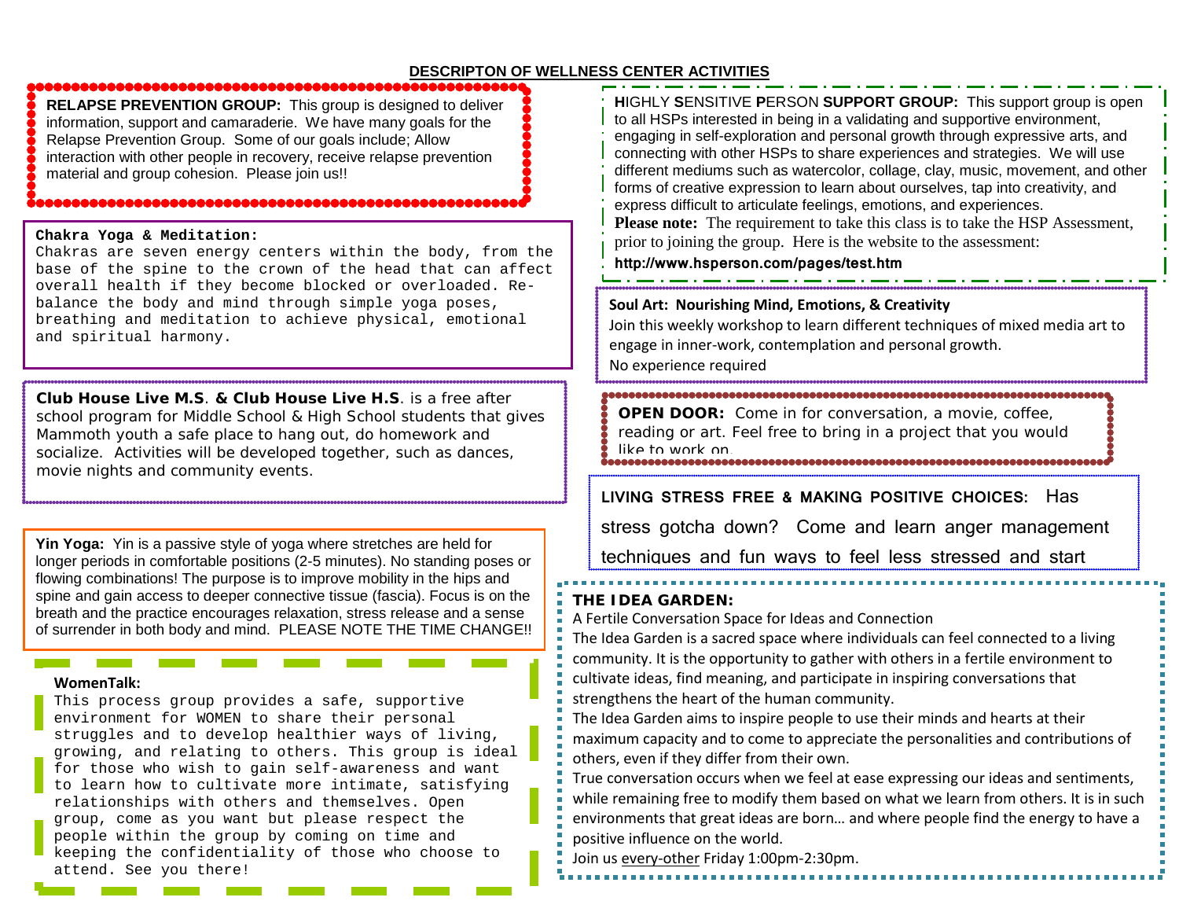## DESCRIPTON OF WELLNESS CENTER ACTIVITIES

**RELAPSE PREVENTION GROUP:** This group is designed to deliver information, support and camaraderie. We have many goals for the Relapse Prevention Group. Some of our goals include; Allow interaction with other people in recovery, receive relapse prevention material and group cohesion. Please join us!!

**Chakra Yoga & Meditation:**
Chakras are seven energy centers within the body, from the base of the spine to the crown of the head that can affect overall health if they become blocked or overloaded. Re-balance the body and mind through simple yoga poses, breathing and meditation to achieve physical, emotional and spiritual harmony.

**Club House Live M.S. & Club House Live H.S.** is a free after school program for Middle School & High School students that gives Mammoth youth a safe place to hang out, do homework and socialize. Activities will be developed together, such as dances, movie nights and community events.

**Yin Yoga:** Yin is a passive style of yoga where stretches are held for longer periods in comfortable positions (2-5 minutes). No standing poses or flowing combinations! The purpose is to improve mobility in the hips and spine and gain access to deeper connective tissue (fascia). Focus is on the breath and the practice encourages relaxation, stress release and a sense of surrender in both body and mind. PLEASE NOTE THE TIME CHANGE!!

**WomenTalk:**
This process group provides a safe, supportive environment for WOMEN to share their personal struggles and to develop healthier ways of living, growing, and relating to others. This group is ideal for those who wish to gain self-awareness and want to learn how to cultivate more intimate, satisfying relationships with others and themselves. Open group, come as you want but please respect the people within the group by coming on time and keeping the confidentiality of those who choose to attend. See you there!

**H**IGHLY **S**ENSITIVE **P**ERSON **SUPPORT GROUP:** This support group is open to all HSPs interested in being in a validating and supportive environment, engaging in self-exploration and personal growth through expressive arts, and connecting with other HSPs to share experiences and strategies. We will use different mediums such as watercolor, collage, clay, music, movement, and other forms of creative expression to learn about ourselves, tap into creativity, and express difficult to articulate feelings, emotions, and experiences.
**Please note:** The requirement to take this class is to take the HSP Assessment, prior to joining the group. Here is the website to the assessment:
**http://www.hsperson.com/pages/test.htm**

**Soul Art: Nourishing Mind, Emotions, & Creativity**
Join this weekly workshop to learn different techniques of mixed media art to engage in inner-work, contemplation and personal growth.
No experience required

**OPEN DOOR:** Come in for conversation, a movie, coffee, reading or art. Feel free to bring in a project that you would like to work on.

**LIVING STRESS FREE & MAKING POSITIVE CHOICES:** Has stress gotcha down? Come and learn anger management techniques and fun ways to feel less stressed and start

**THE IDEA GARDEN:**
A Fertile Conversation Space for Ideas and Connection
The Idea Garden is a sacred space where individuals can feel connected to a living community. It is the opportunity to gather with others in a fertile environment to cultivate ideas, find meaning, and participate in inspiring conversations that strengthens the heart of the human community.
The Idea Garden aims to inspire people to use their minds and hearts at their maximum capacity and to come to appreciate the personalities and contributions of others, even if they differ from their own.
True conversation occurs when we feel at ease expressing our ideas and sentiments, while remaining free to modify them based on what we learn from others. It is in such environments that great ideas are born… and where people find the energy to have a positive influence on the world.
Join us every-other Friday 1:00pm-2:30pm.